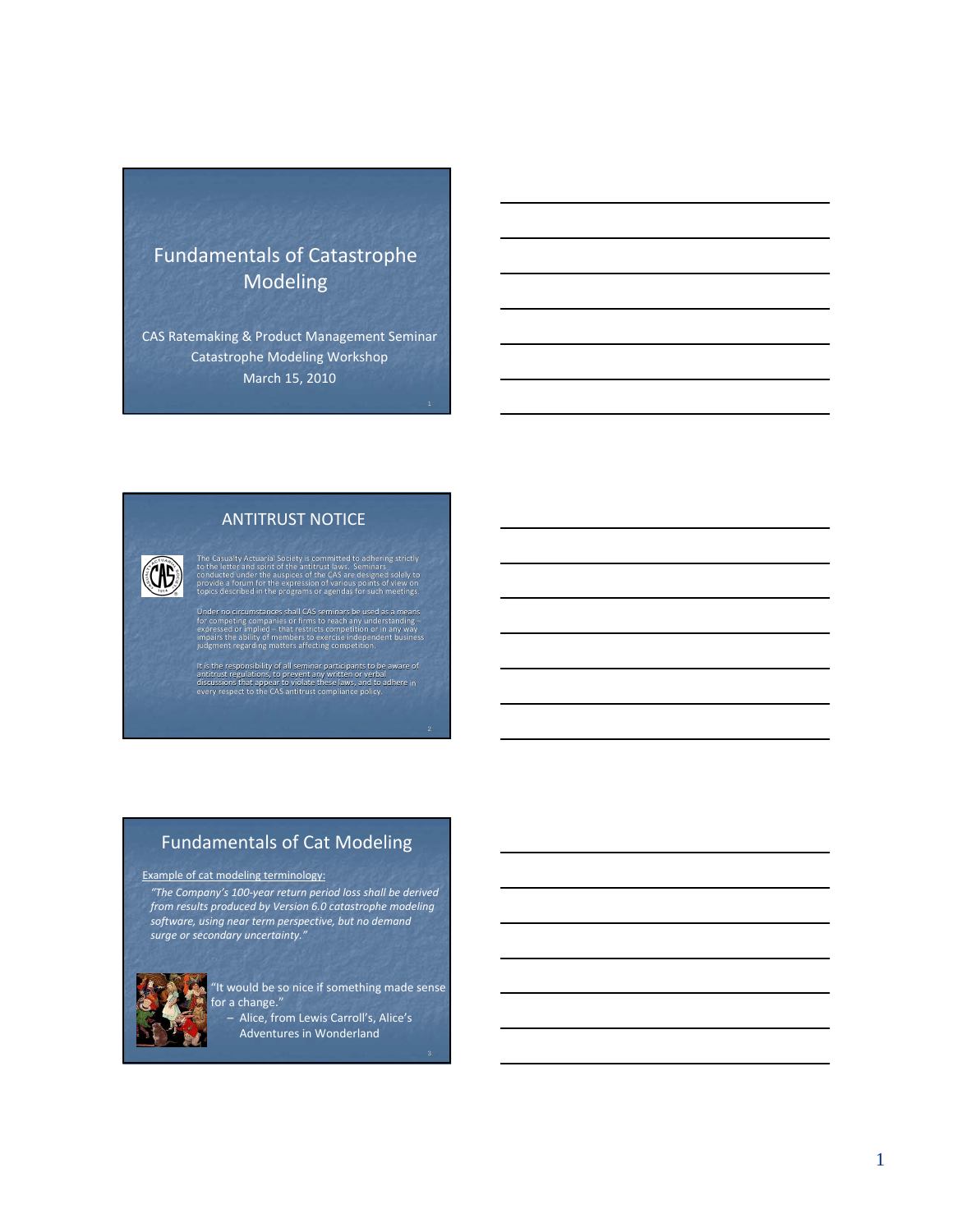# Fundamentals of Catastrophe Modeling

CAS Ratemaking & Product Management Seminar
Catastrophe Modeling Workshop
March 15, 2010

## ANTITRUST NOTICE

The Casualty Actuarial Society is committed to adhering strictly to the letter and spirit of the antitrust laws. Seminars conducted under the auspices of the CAS are designed solely to provide a forum for the expression of various points of view on topics described in the programs or agendas for such meetings.

Under no circumstances shall CAS seminars be used as a means for competing companies or firms to reach any understanding – expressed or implied – that restricts competition or in any way impairs the ability of members to exercise independent business judgment regarding matters affecting competition.

It is the responsibility of all seminar participants to be aware of antitrust regulations, to prevent any written or verbal discussions that appear to violate these laws, and to adhere in every respect to the CAS antitrust compliance policy.

## Fundamentals of Cat Modeling

Example of cat modeling terminology:

*"The Company's 100-year return period loss shall be derived from results produced by Version 6.0 catastrophe modeling software, using near term perspective, but no demand surge or secondary uncertainty."*

"It would be so nice if something made sense for a change."

– Alice, from Lewis Carroll's, Alice's Adventures in Wonderland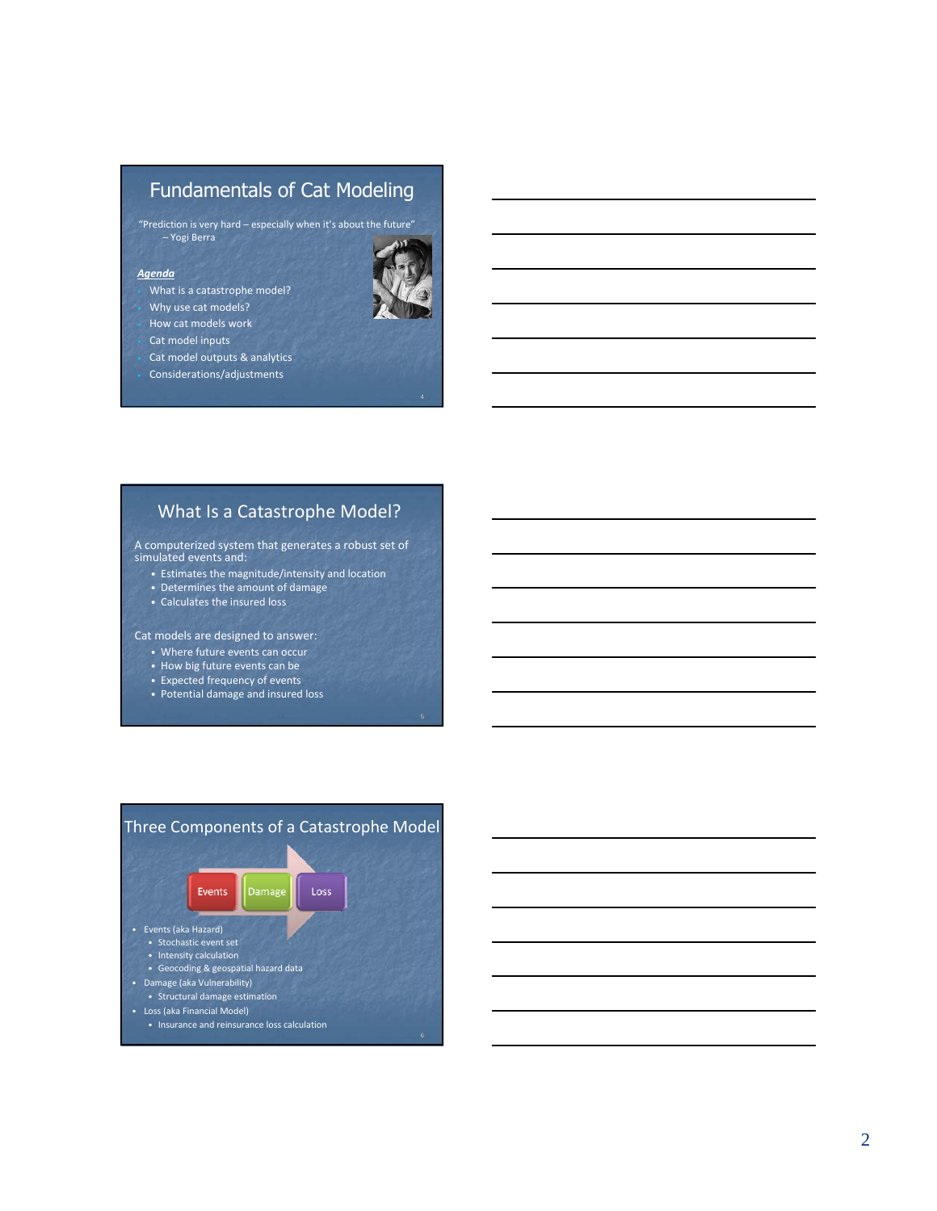## Fundamentals of Cat Modeling

"Prediction is very hard – especially when it's about the future"
– Yogi Berra

***Agenda***

- What is a catastrophe model?
- Why use cat models?
- How cat models work
- Cat model inputs
- Cat model outputs & analytics
- Considerations/adjustments

## What Is a Catastrophe Model?

A computerized system that generates a robust set of simulated events and:

- Estimates the magnitude/intensity and location
- Determines the amount of damage
- Calculates the insured loss

Cat models are designed to answer:

- Where future events can occur
- How big future events can be
- Expected frequency of events
- Potential damage and insured loss

## Three Components of a Catastrophe Model

Events → Damage → Loss

- Events (aka Hazard)
  - Stochastic event set
  - Intensity calculation
  - Geocoding & geospatial hazard data
- Damage (aka Vulnerability)
  - Structural damage estimation
- Loss (aka Financial Model)
  - Insurance and reinsurance loss calculation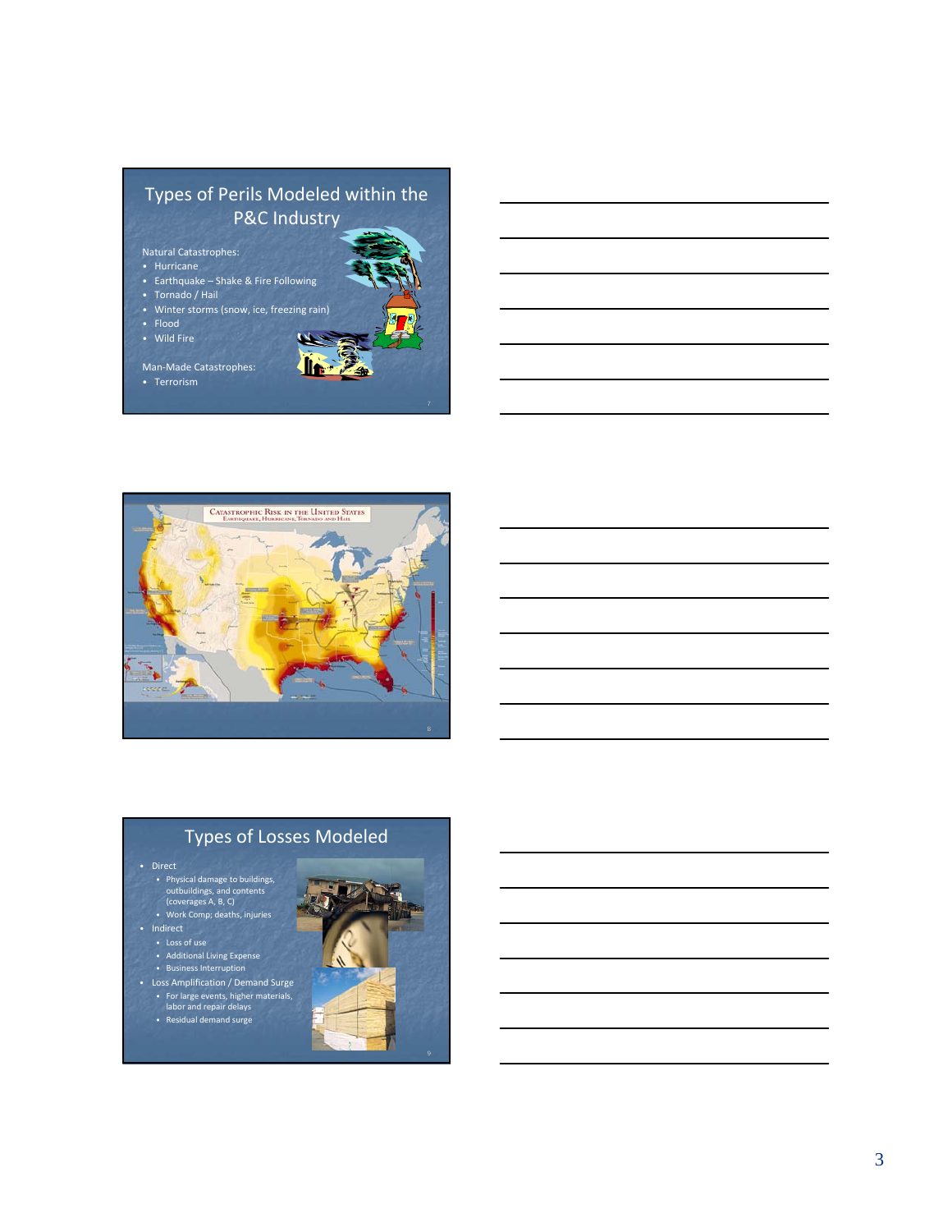## Types of Perils Modeled within the P&C Industry

Natural Catastrophes:

- Hurricane
- Earthquake – Shake & Fire Following
- Tornado / Hail
- Winter storms (snow, ice, freezing rain)
- Flood
- Wild Fire

Man-Made Catastrophes:

- Terrorism

## Catastrophic Risk in the United States

Earthquake, Hurricane, Tornado and Hail

## Types of Losses Modeled

- Direct
  - Physical damage to buildings, outbuildings, and contents (coverages A, B, C)
  - Work Comp; deaths, injuries
- Indirect
  - Loss of use
  - Additional Living Expense
  - Business Interruption
- Loss Amplification / Demand Surge
  - For large events, higher materials, labor and repair delays
  - Residual demand surge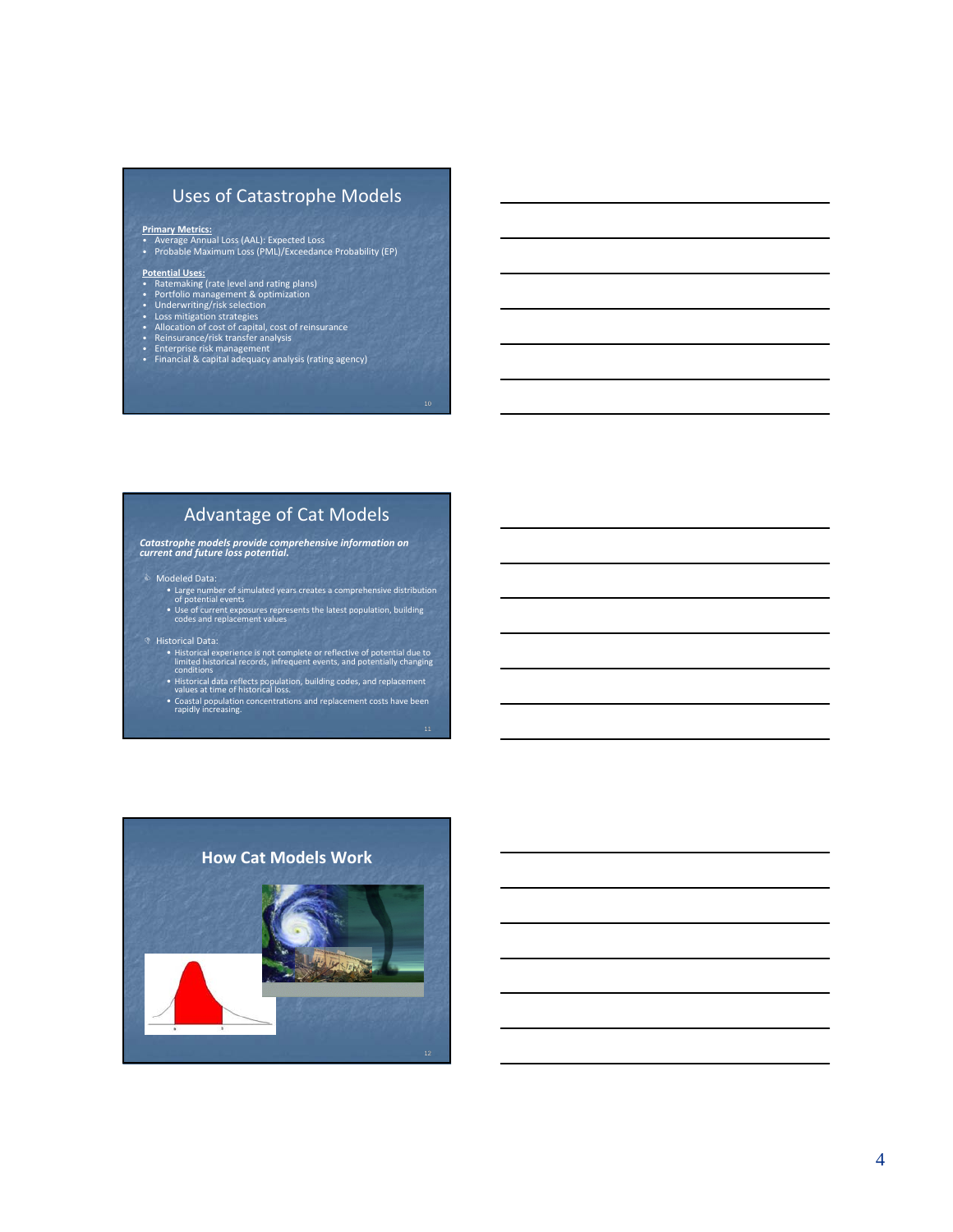## Uses of Catastrophe Models

**Primary Metrics:**

- Average Annual Loss (AAL): Expected Loss
- Probable Maximum Loss (PML)/Exceedance Probability (EP)

**Potential Uses:**

- Ratemaking (rate level and rating plans)
- Portfolio management & optimization
- Underwriting/risk selection
- Loss mitigation strategies
- Allocation of cost of capital, cost of reinsurance
- Reinsurance/risk transfer analysis
- Enterprise risk management
- Financial & capital adequacy analysis (rating agency)

## Advantage of Cat Models

***Catastrophe models provide comprehensive information on current and future loss potential.***

- Modeled Data:
  - Large number of simulated years creates a comprehensive distribution of potential events
  - Use of current exposures represents the latest population, building codes and replacement values
- Historical Data:
  - Historical experience is not complete or reflective of potential due to limited historical records, infrequent events, and potentially changing conditions
  - Historical data reflects population, building codes, and replacement values at time of historical loss.
  - Coastal population concentrations and replacement costs have been rapidly increasing.

## How Cat Models Work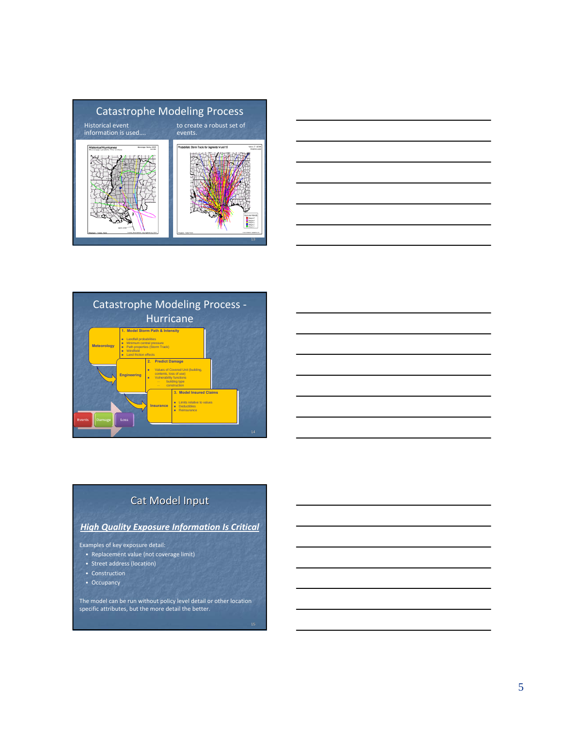## Catastrophe Modeling Process

Historical event information is used….

to create a robust set of events.

## Catastrophe Modeling Process - Hurricane

**Meteorology**

1. **Model Storm Path & Intensity**
   - Landfall probabilities
   - Minimum central pressure
   - Path properties (Storm Track)
   - Windfield
   - Land friction effects

**Engineering**

2. **Predict Damage**
   - Values of Covered Unit (building, contents, loss of use)
   - Vulnerability functions
     - building type
     - construction

**Insurance**

3. **Model Insured Claims**
   - Limits relative to values
   - Deductibles
   - Reinsurance

Events → Damage → Loss

## Cat Model Input

***High Quality Exposure Information Is Critical***

Examples of key exposure detail:

- Replacement value (not coverage limit)
- Street address (location)
- Construction
- Occupancy

The model can be run without policy level detail or other location specific attributes, but the more detail the better.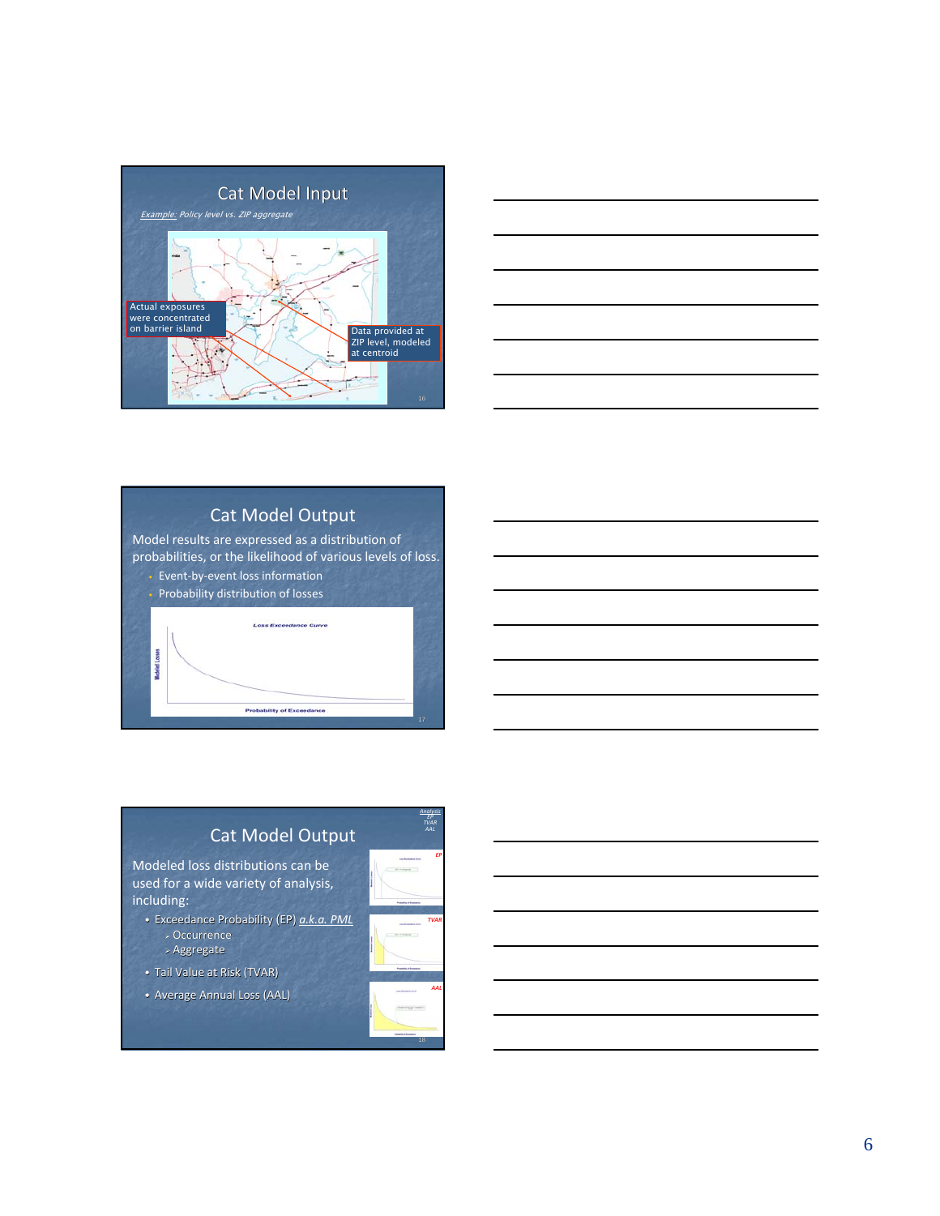## Cat Model Input

*Example: Policy level vs. ZIP aggregate*

Actual exposures were concentrated on barrier island

Data provided at ZIP level, modeled at centroid

## Cat Model Output

Model results are expressed as a distribution of probabilities, or the likelihood of various levels of loss.

- Event-by-event loss information
- Probability distribution of losses

Loss Exceedance Curve

Modeled Losses

Probability of Exceedance

## Cat Model Output

*Analysis*
*EP*
*TVAR*
*AAL*

Modeled loss distributions can be used for a wide variety of analysis, including:

- Exceedance Probability (EP) *a.k.a. PML*
  - Occurrence
  - Aggregate
- Tail Value at Risk (TVAR)
- Average Annual Loss (AAL)

EP

TVAR

AAL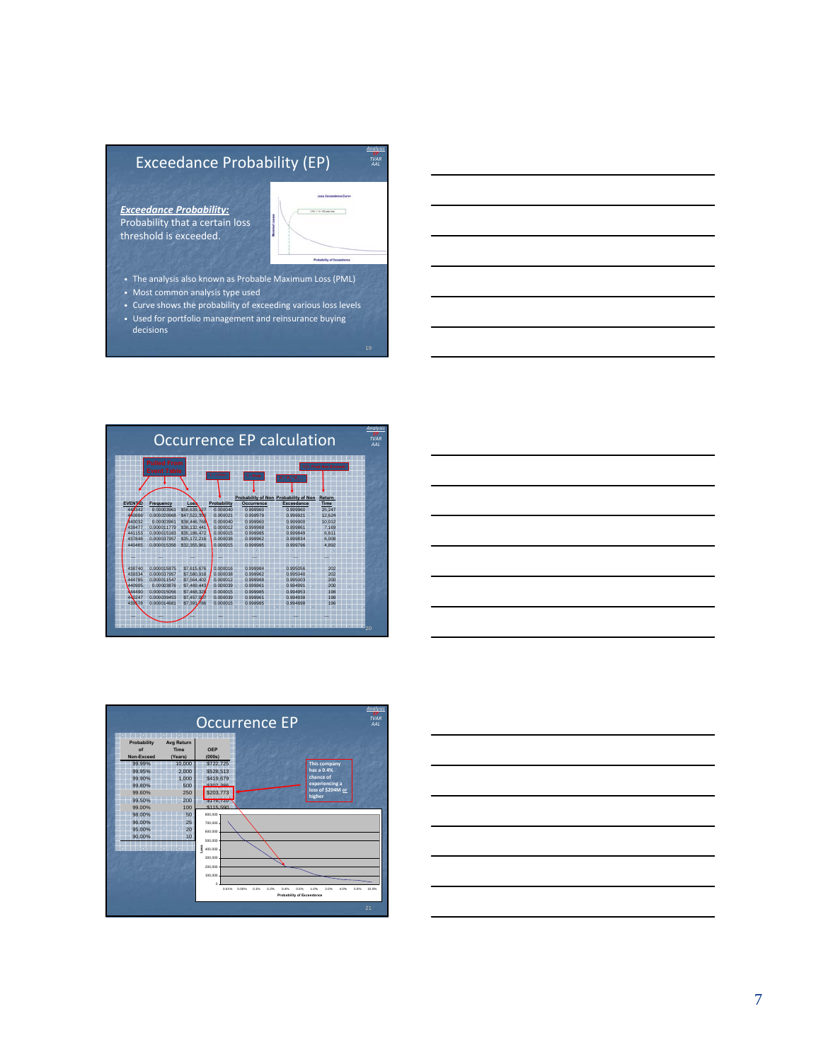## Exceedance Probability (EP)

***Exceedance Probability:***
Probability that a certain loss threshold is exceeded.

- The analysis also known as Probable Maximum Loss (PML)
- Most common analysis type used
- Curve shows the probability of exceeding various loss levels
- Used for portfolio management and reinsurance buying decisions

## Occurrence EP calculation

| EVENTID | Frequency | Loss | Probability | Probability of Non Occurrence | Probability of Non Exceedance | Return Time |
|---|---|---|---|---|---|---|
| 440342 | 0.00003961 | $58,639,127 | 0.000040 | 0.999960 | 0.999960 | 25,247 |
| 440886 | 0.000020668 | $47,522,396 | 0.000021 | 0.999979 | 0.999921 | 12,624 |
| 440032 | 0.00003961 | $38,446,768 | 0.000040 | 0.999960 | 0.999900 | 10,012 |
| 438477 | 0.000011779 | $38,132,441 | 0.000012 | 0.999988 | 0.999861 | 7,169 |
| 441153 | 0.000015183 | $35,186,472 | 0.000015 | 0.999985 | 0.999849 | 6,611 |
| 437848 | 0.000037957 | $35,172,216 | 0.000038 | 0.999962 | 0.999834 | 6,008 |
| 440465 | 0.000015358 | $32,355,961 | 0.000015 | 0.999985 | 0.999796 | 4,892 |
| ... | ... | ... | ... | ... | ... | ... |
| 438740 | 0.000015875 | $7,615,676 | 0.000016 | 0.999984 | 0.995056 | 202 |
| 439334 | 0.000037957 | $7,580,918 | 0.000038 | 0.999962 | 0.995040 | 202 |
| 444785 | 0.000011547 | $7,564,402 | 0.000012 | 0.999988 | 0.995003 | 200 |
| 440905 | 0.00003876 | $7,489,443 | 0.000039 | 0.999961 | 0.994991 | 200 |
| 444490 | 0.000015058 | $7,468,326 | 0.000015 | 0.999985 | 0.994953 | 198 |
| 440247 | 0.000039453 | $7,457,807 | 0.000039 | 0.999961 | 0.994938 | 198 |
| 439878 | 0.000014681 | $7,391,766 | 0.000015 | 0.999985 | 0.994898 | 196 |
| ... | ... | ... | ... | ... | ... | ... |

## Occurrence EP

| Probability of Non-Exceed | Avg Return Time (Years) | OEP (000s) |
|---|---|---|
| 99.99% | 10,000 | $722,725 |
| 99.95% | 2,000 | $528,513 |
| 99.90% | 1,000 | $419,679 |
| 99.80% | 500 | $307,398 |
| 99.60% | 250 | $203,773 |
| 99.50% | 200 | $176,729 |
| 99.00% | 100 | $115,590 |
| 98.00% | 50 | |
| 96.00% | 25 | |
| 95.00% | 20 | |
| 90.00% | 10 | |

This company has a 0.4% chance of experiencing a loss of $204M or higher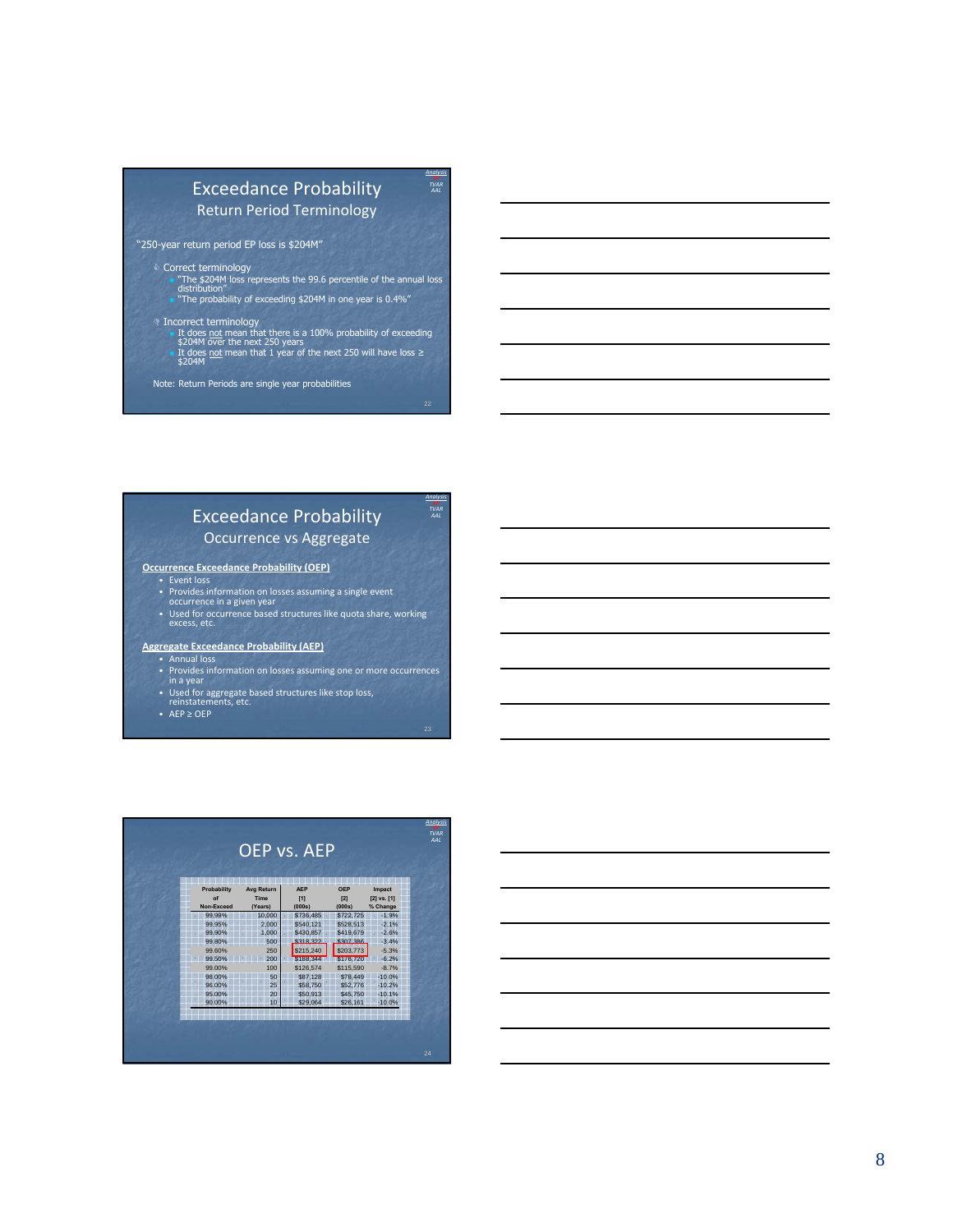## Exceedance Probability

### Return Period Terminology

"250-year return period EP loss is $204M"

- Correct terminology
  - "The $204M loss represents the 99.6 percentile of the annual loss distribution"
  - "The probability of exceeding $204M in one year is 0.4%"
- Incorrect terminology
  - It does not mean that there is a 100% probability of exceeding $204M over the next 250 years
  - It does not mean that 1 year of the next 250 will have loss ≥ $204M

Note: Return Periods are single year probabilities

## Exceedance Probability

### Occurrence vs Aggregate

**Occurrence Exceedance Probability (OEP)**

- Event loss
- Provides information on losses assuming a single event occurrence in a given year
- Used for occurrence based structures like quota share, working excess, etc.

**Aggregate Exceedance Probability (AEP)**

- Annual loss
- Provides information on losses assuming one or more occurrences in a year
- Used for aggregate based structures like stop loss, reinstatements, etc.
- AEP ≥ OEP

## OEP vs. AEP

| Probability of Non-Exceed | Avg Return Time (Years) | AEP [1] (000s) | OEP [2] (000s) | Impact [2] vs. [1] % Change |
|---|---|---|---|---|
| 99.99% | 10,000 | $736,485 | $722,725 | -1.9% |
| 99.95% | 2,000 | $540,121 | $528,513 | -2.1% |
| 99.90% | 1,000 | $430,857 | $419,679 | -2.6% |
| 99.80% | 500 | $318,322 | $307,386 | -3.4% |
| 99.60% | 250 | $215,240 | $203,773 | -5.3% |
| 99.50% | 200 | $188,344 | $176,720 | -6.2% |
| 99.00% | 100 | $126,574 | $115,590 | -8.7% |
| 98.00% | 50 | $87,128 | $78,449 | -10.0% |
| 96.00% | 25 | $58,750 | $52,776 | -10.2% |
| 95.00% | 20 | $50,913 | $45,750 | -10.1% |
| 90.00% | 10 | $29,064 | $26,161 | -10.0% |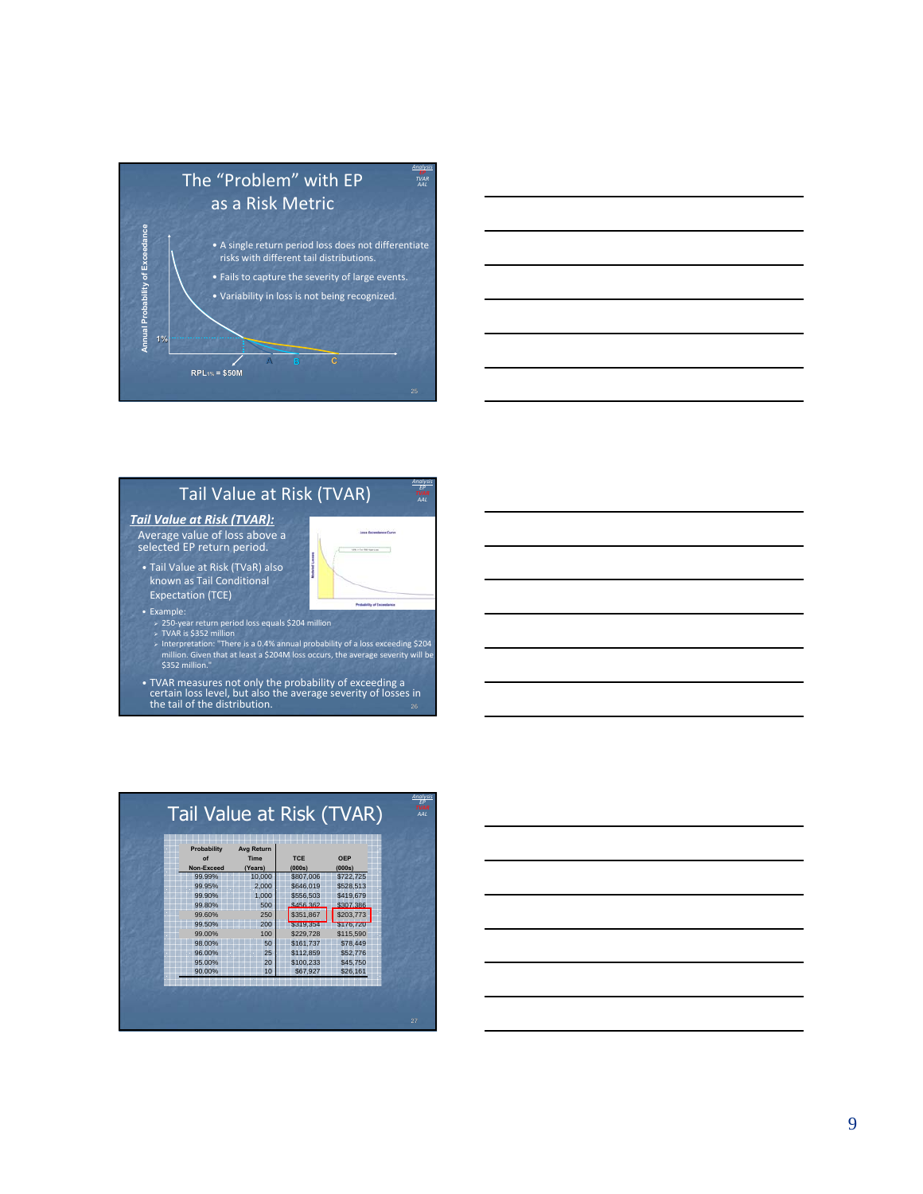## The "Problem" with EP as a Risk Metric

- A single return period loss does not differentiate risks with different tail distributions.
- Fails to capture the severity of large events.
- Variability in loss is not being recognized.

Annual Probability of Exceedance

1%

A B C

$RPL_{1\%}$ = $50M

## Tail Value at Risk (TVAR)

***Tail Value at Risk (TVAR):***

Average value of loss above a selected EP return period.

- Tail Value at Risk (TVaR) also known as Tail Conditional Expectation (TCE)
- Example:
  - 250-year return period loss equals $204 million
  - TVAR is $352 million
  - Interpretation: "There is a 0.4% annual probability of a loss exceeding $204 million. Given that at least a $204M loss occurs, the average severity will be $352 million."
- TVAR measures not only the probability of exceeding a certain loss level, but also the average severity of losses in the tail of the distribution.

## Tail Value at Risk (TVAR)

| Probability of Non-Exceed | Avg Return Time (Years) | TCE (000s) | OEP (000s) |
|---|---|---|---|
| 99.99% | 10,000 | $807,006 | $722,725 |
| 99.95% | 2,000 | $646,019 | $528,513 |
| 99.90% | 1,000 | $556,503 | $419,679 |
| 99.80% | 500 | $456,362 | $307,386 |
| 99.60% | 250 | $351,867 | $203,773 |
| 99.50% | 200 | $319,354 | $176,720 |
| 99.00% | 100 | $229,728 | $115,590 |
| 98.00% | 50 | $161,737 | $78,449 |
| 96.00% | 25 | $112,859 | $52,776 |
| 95.00% | 20 | $100,233 | $45,750 |
| 90.00% | 10 | $67,927 | $26,161 |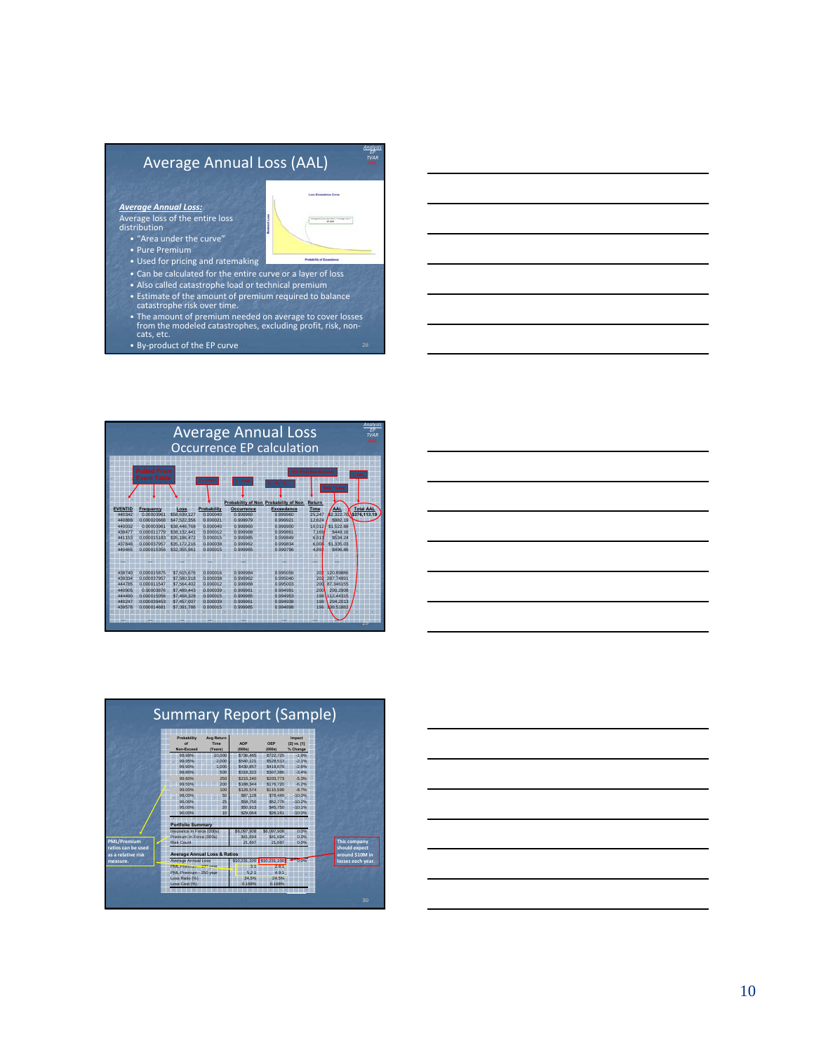## Average Annual Loss (AAL)

***Average Annual Loss:***
Average loss of the entire loss distribution

- "Area under the curve"
- Pure Premium
- Used for pricing and ratemaking
- Can be calculated for the entire curve or a layer of loss
- Also called catastrophe load or technical premium
- Estimate of the amount of premium required to balance catastrophe risk over time.
- The amount of premium needed on average to cover losses from the modeled catastrophes, excluding profit, risk, non-cats, etc.
- By-product of the EP curve

## Average Annual Loss
### Occurrence EP calculation

| EVENTID | Frequency | Loss | Probability | Probability of Non Occurrence | Probability of Non Exceedence | Return Time | AAL | Total AAL |
|---|---|---|---|---|---|---|---|---|
| 440342 | 0.000003961 | $58,639,127 | 0.000040 | 0.999960 | 0.999960 | 25,247 | $2,322.70 | $376,113.19 |
| 440886 | 0.000020668 | $47,522,356 | 0.000021 | 0.999979 | 0.999921 | 12,624 | $982.19 | |
| 440032 | 0.000003961 | $38,446,768 | 0.000040 | 0.999960 | 0.999900 | 10,012 | $1,522.88 | |
| 438477 | 0.000011779 | $38,132,441 | 0.000012 | 0.999988 | 0.999861 | 7,169 | $449.16 | |
| 441153 | 0.000015183 | $35,186,472 | 0.000015 | 0.999985 | 0.999849 | 6,611 | $534.24 | |
| 437848 | 0.000037957 | $35,172,216 | 0.000038 | 0.999962 | 0.999834 | 6,006 | $1,335.03 | |
| 440465 | 0.000015356 | $32,355,961 | 0.000015 | 0.999985 | 0.999796 | 4,897 | $496.86 | |
| ... | ... | ... | ... | ... | ... | ... | ... | |
| 438740 | 0.000015875 | $7,615,676 | 0.000016 | 0.999984 | 0.995056 | 202 | 120.89886 | |
| 439334 | 0.000037957 | $7,580,318 | 0.000038 | 0.999962 | 0.995040 | 202 | 287.74891 | |
| 444785 | 0.000011547 | $7,564,402 | 0.000012 | 0.999988 | 0.995003 | 200 | 87.346155 | |
| 440905 | 0.00003876 | $7,489,443 | 0.000039 | 0.999961 | 0.994991 | 200 | 290.2908 | |
| 444490 | 0.000015056 | $7,468,328 | 0.000015 | 0.999985 | 0.994953 | 198 | 112.44315 | |
| 440247 | 0.000039453 | $7,457,007 | 0.000039 | 0.999961 | 0.994938 | 198 | 294.2013 | |
| 439578 | 0.000014681 | $7,391,786 | 0.000015 | 0.999985 | 0.994898 | 196 | 108.51882 | |
| ... | ... | ... | ... | ... | ... | ... | ... | |

## Summary Report (Sample)

| Probability of Non-Exceed | Avg Return Time (Years) | AOP (000s) | OEP (000s) | Impact [2] vs. [1] % Change |
|---|---|---|---|---|
| 99.99% | 10,000 | $736,485 | $722,725 | -1.9% |
| 99.95% | 2,000 | $540,121 | $528,513 | -2.1% |
| 99.90% | 1,000 | $430,857 | $419,679 | -2.6% |
| 99.80% | 500 | $318,322 | $307,386 | -3.4% |
| 99.60% | 250 | $215,240 | $203,773 | -5.3% |
| 99.50% | 200 | $188,344 | $176,720 | -6.2% |
| 99.00% | 100 | $126,574 | $115,590 | -8.7% |
| 98.00% | 50 | $87,128 | $78,449 | -10.0% |
| 96.00% | 25 | $58,750 | $52,776 | -10.2% |
| 95.00% | 20 | $50,913 | $45,750 | -10.1% |
| 90.00% | 10 | $29,064 | $26,161 | -10.0% |
| **Portfolio Summary** | | | | |
| Insurance In Force (000s) | | $6,097,908 | $6,097,908 | 0.0% |
| Premium In Force (000s) | | $41,694 | $41,694 | 0.0% |
| Risk Count | | 21,697 | 21,697 | 0.0% |
| **Average Annual Loss & Ratios** | | | | |
| Average Annual Loss | | $10,231,100 | $10,231,100 | 0.0% |
| PML/Premium - 100 year | | 3.1 | 2.8 | |
| PML/Premium - 250 year | | 5.2 | 4.9 | |
| Loss Ratio (%) | | 24.5% | 24.5% | |
| Loss Cost (%) | | 0.168% | 0.168% | |

PML/Premium ratios can be used as a relative risk measure.

This company should expect around $10M in losses each year.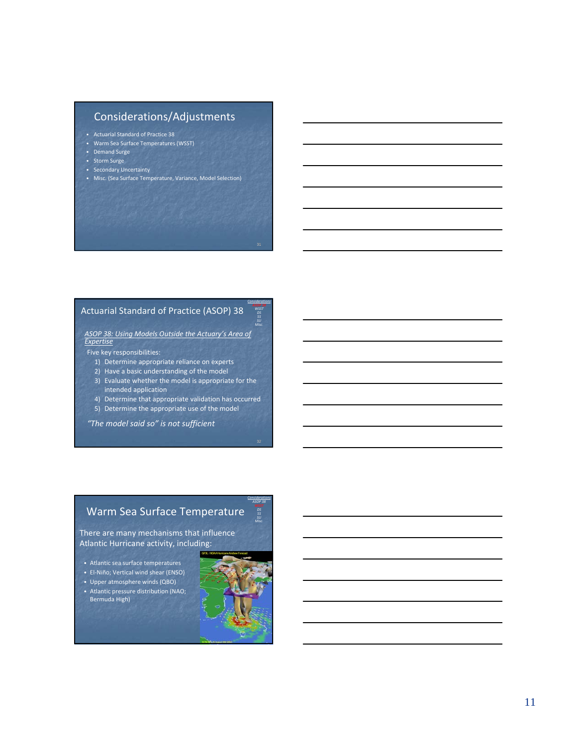## Considerations/Adjustments

- Actuarial Standard of Practice 38
- Warm Sea Surface Temperatures (WSST)
- Demand Surge
- Storm Surge
- Secondary Uncertainty
- Misc. (Sea Surface Temperature, Variance, Model Selection)

## Actuarial Standard of Practice (ASOP) 38

*Considerations*
*WSST*
*DS*
*SS*
*SU*
*Misc.*

*ASOP 38: Using Models Outside the Actuary's Area of Expertise*

Five key responsibilities:

1) Determine appropriate reliance on experts
2) Have a basic understanding of the model
3) Evaluate whether the model is appropriate for the intended application
4) Determine that appropriate validation has occurred
5) Determine the appropriate use of the model

*"The model said so" is not sufficient*

## Warm Sea Surface Temperature

*Considerations*
*ASOP 38*
*WSST*
*DS*
*SS*
*SU*
*Misc.*

There are many mechanisms that influence Atlantic Hurricane activity, including:

- Atlantic sea surface temperatures
- El-Niño; Vertical wind shear (ENSO)
- Upper atmosphere winds (QBO)
- Atlantic pressure distribution (NAO; Bermuda High)

GFDL / NOAA Hurricane Andrew Forecast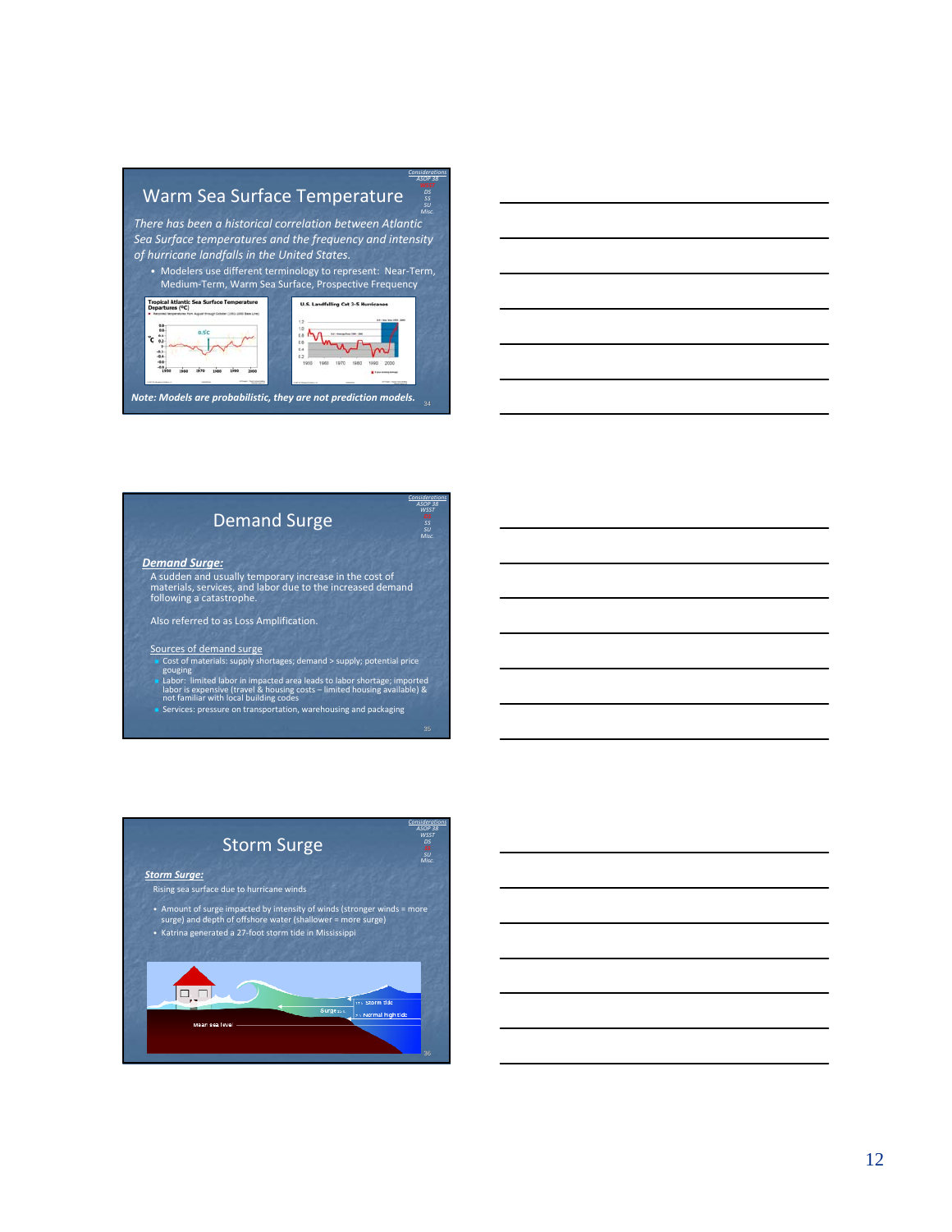## Warm Sea Surface Temperature

*There has been a historical correlation between Atlantic Sea Surface temperatures and the frequency and intensity of hurricane landfalls in the United States.*

- Modelers use different terminology to represent: Near-Term, Medium-Term, Warm Sea Surface, Prospective Frequency

*Note: Models are probabilistic, they are not prediction models.*

## Demand Surge

***Demand Surge:***

A sudden and usually temporary increase in the cost of materials, services, and labor due to the increased demand following a catastrophe.

Also referred to as Loss Amplification.

Sources of demand surge

- Cost of materials: supply shortages; demand > supply; potential price gouging
- Labor: limited labor in impacted area leads to labor shortage; imported labor is expensive (travel & housing costs – limited housing available) & not familiar with local building codes
- Services: pressure on transportation, warehousing and packaging

## Storm Surge

***Storm Surge:***

Rising sea surface due to hurricane winds

- Amount of surge impacted by intensity of winds (stronger winds = more surge) and depth of offshore water (shallower = more surge)
- Katrina generated a 27-foot storm tide in Mississippi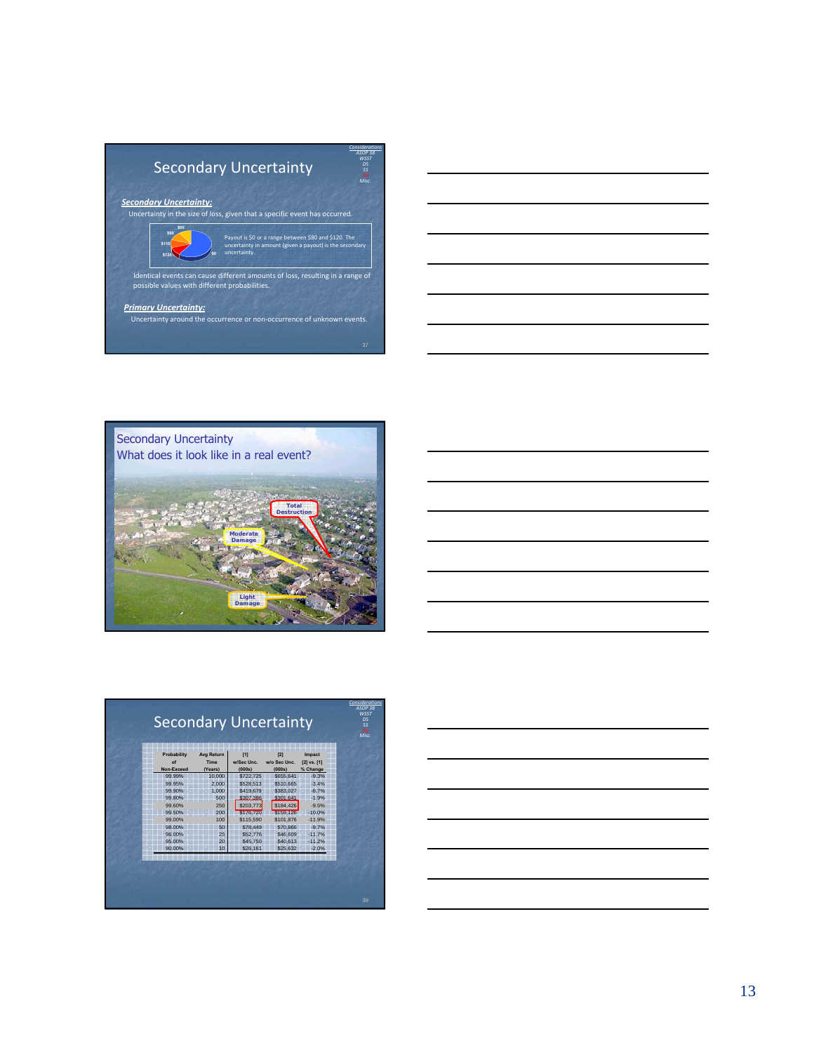## Secondary Uncertainty

Considerations
ASOP 38
WSST
DS
SS
Misc.

***Secondary Uncertainty:***

Uncertainty in the size of loss, given that a specific event has occurred.

$80
$90
$110
$120
$0

Payout is $0 or a range between $80 and $120. The uncertainty in amount (given a payout) is the secondary uncertainty.

Identical events can cause different amounts of loss, resulting in a range of possible values with different probabilities.

***Primary Uncertainty:***

Uncertainty around the occurrence or non-occurrence of unknown events.

## Secondary Uncertainty
## What does it look like in a real event?

Total Destruction

Moderate Damage

Light Damage

## Secondary Uncertainty

Considerations
ASOP 38
WSST
DS
SS
Misc.

| Probability of Non-Exceed | Avg Return Time (Years) | [1] w/Sec Unc. (000s) | [2] w/o Sec Unc. (000s) | Impact [2] vs. [1] % Change |
|---|---|---|---|---|
| 99.99% | 10,000 | $722,725 | $655,641 | -9.3% |
| 99.95% | 2,000 | $528,513 | $510,665 | -3.4% |
| 99.90% | 1,000 | $419,679 | $383,027 | -8.7% |
| 99.80% | 500 | $307,386 | $301,641 | -1.9% |
| 99.60% | 250 | $203,773 | $184,426 | -9.5% |
| 99.50% | 200 | $176,720 | $159,126 | -10.0% |
| 99.00% | 100 | $115,590 | $101,876 | -11.9% |
| 98.00% | 50 | $78,449 | $70,866 | -9.7% |
| 96.00% | 25 | $52,776 | $46,609 | -11.7% |
| 95.00% | 20 | $45,750 | $40,613 | -11.2% |
| 90.00% | 10 | $26,161 | $25,632 | -2.0% |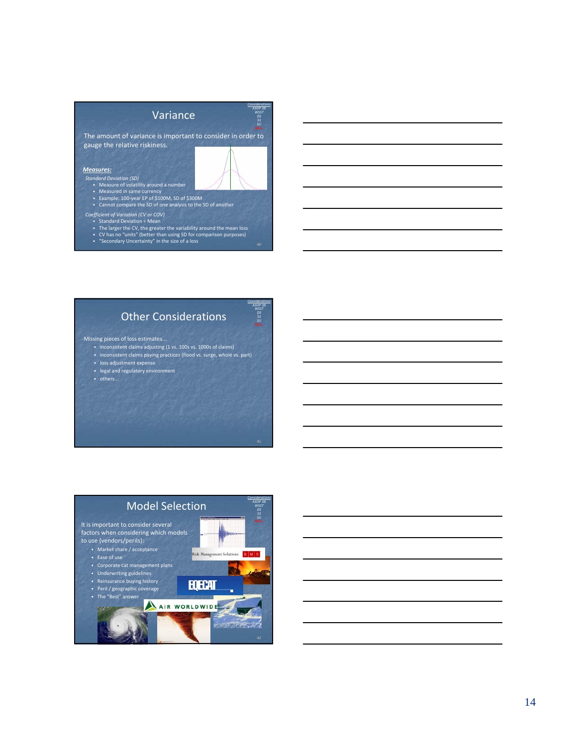## Variance

*Considerations*
*ASOP 38*
*WSST*
*DS*
*SS*
*SU*

The amount of variance is important to consider in order to gauge the relative riskiness.

***Measures:***

*Standard Deviation (SD)*

- Measure of volatility around a number
- Measured in same currency
- Example: 100-year EP of $100M, SD of $300M
- Cannot compare the SD of one analysis to the SD of another

*Coefficient of Variation (CV or COV)*

- Standard Deviation ÷ Mean
- The larger the CV, the greater the variability around the mean loss
- CV has no "units" (better than using SD for comparison purposes)
- "Secondary Uncertainty" in the size of a loss

## Other Considerations

*Considerations*
*ASOP 38*
*WSST*
*DS*
*SS*
*SU*

Missing pieces of loss estimates...

- inconsistent claims adjusting (1 vs. 100s vs. 1000s of claims)
- inconsistent claims paying practices (flood vs. surge, whole vs. part)
- loss adjustment expense
- legal and regulatory environment
- others...

## Model Selection

*Considerations*
*ASOP 38*
*WSST*
*DS*
*SS*
*SU*

It is important to consider several factors when considering which models to use (vendors/perils):

- Market share / acceptance
- Ease of use
- Corporate cat management plans
- Underwriting guidelines
- Reinsurance buying history
- Peril / geographic coverage
- The "Best" answer

Risk Management Solutions RMS

EQECAT

AIR WORLDWIDE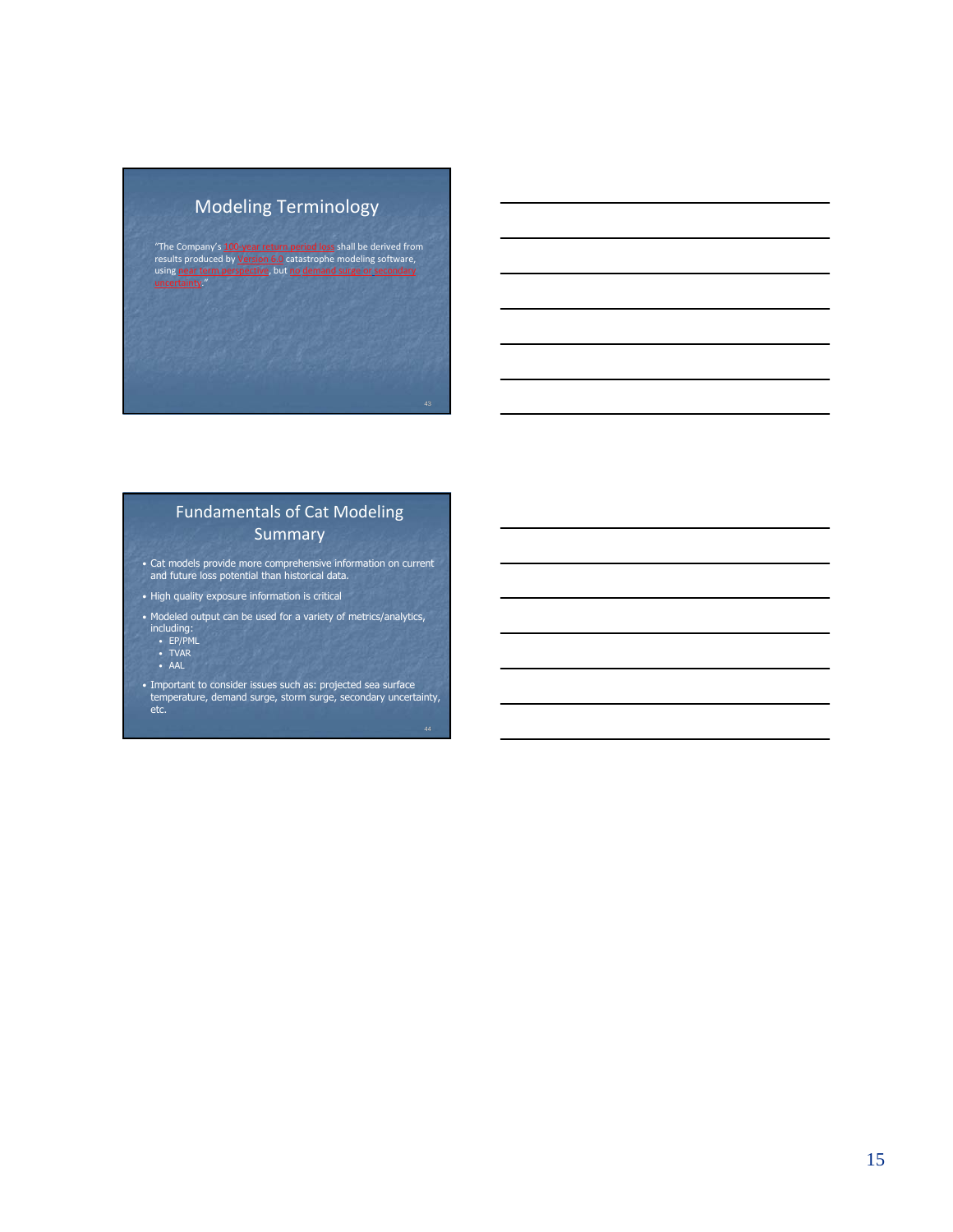## Modeling Terminology

"The Company's 100-year return period loss shall be derived from results produced by Version 6.0 catastrophe modeling software, using near term perspective, but no demand surge or secondary uncertainty."

## Fundamentals of Cat Modeling Summary

- Cat models provide more comprehensive information on current and future loss potential than historical data.
- High quality exposure information is critical
- Modeled output can be used for a variety of metrics/analytics, including:
  - EP/PML
  - TVAR
  - AAL
- Important to consider issues such as: projected sea surface temperature, demand surge, storm surge, secondary uncertainty, etc.